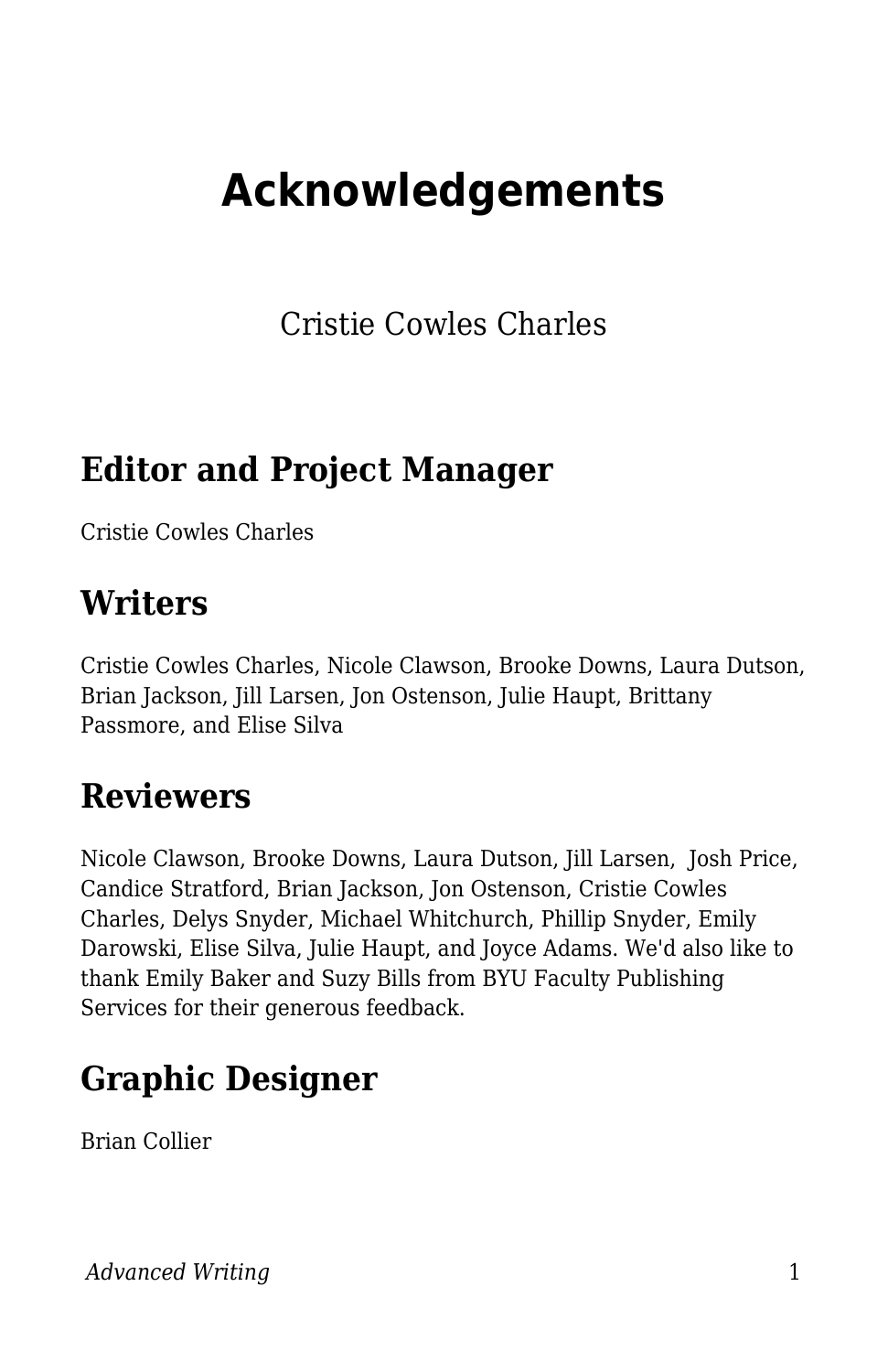# Acknowledgements

Cristie Cowles Charles

## Editor and Project Manager

Cristie Cowles Charles

## Writers

Cristie Cowles Charles, Nicole Clawson, Brooke Downs, Laura Dutson, Brian Jackson, Jill Larsen, Jon Ostenson, Julie Haupt, Brittany Passmore, and Elise Silva

## Reviewers

Nicole Clawson, Brooke Downs, Laura Dutson, Jill Larsen, Josh Price, Candice Stratford, Brian Jackson, Jon Ostenson, Cristie Cowles Charles, Delys Snyder, Michael Whitchurch, Phillip Snyder, Emily Darowski, Elise Silva, Julie Haupt, and Joyce Adams. We'd also like to thank Emily Baker and Suzy Bills from BYU Faculty Publishing Services for their generous feedback.

## Graphic Designer

Brian Collier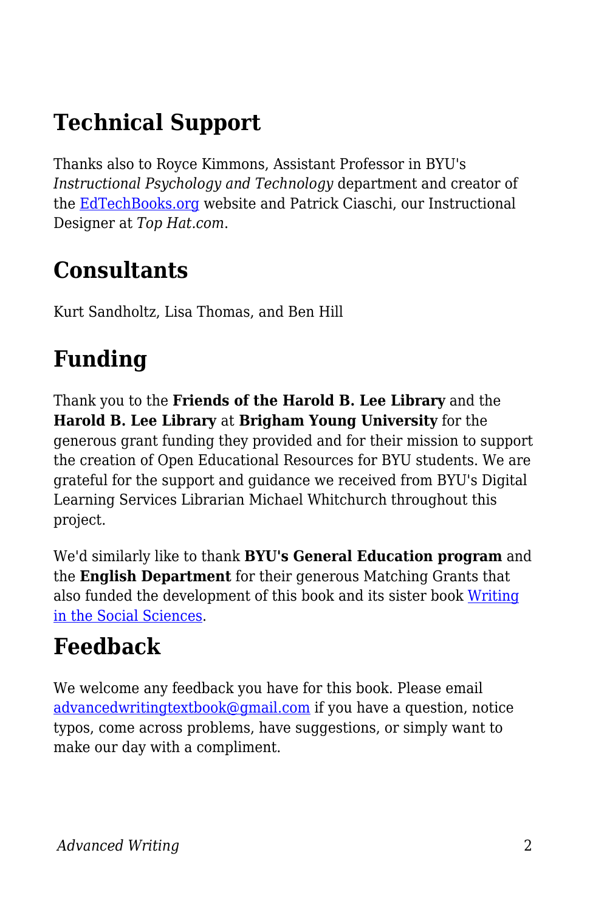## Technical Support

Thanks also to Royce Kimmons, Assistant Professor in BYU's *Instructional Psychology and Technology* department and creator of the [EdTechBooks.org](EdTechBooks.org) website and Patrick Ciaschi, our Instructional Designer at *Top Hat.com*.

## Consultants

Kurt Sandholtz, Lisa Thomas, and Ben Hill

## Funding

Thank you to the **Friends of the Harold B. Lee Library** and the **Harold B. Lee Library** at **Brigham Young University** for the generous grant funding they provided and for their mission to support the creation of Open Educational Resources for BYU students. We are grateful for the support and guidance we received from BYU's Digital Learning Services Librarian Michael Whitchurch throughout this project.

We'd similarly like to thank **BYU's General Education program** and the **English Department** for their generous Matching Grants that also funded the development of this book and its sister book Writing in the Social Sciences.

## Feedback

We welcome any feedback you have for this book. Please email advancedwritingtextbook@gmail.com if you have a question, notice typos, come across problems, have suggestions, or simply want to make our day with a compliment.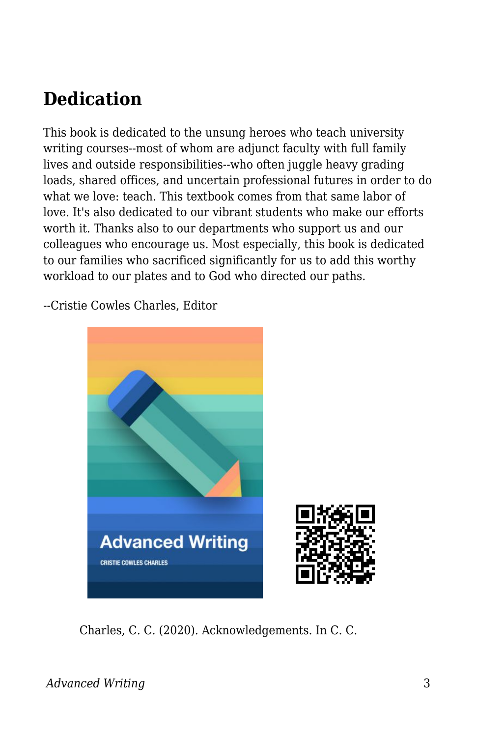## Dedication

This book is dedicated to the unsung heroes who teach university writing courses--most of whom are adjunct faculty with full family lives and outside responsibilities--who often juggle heavy grading loads, shared offices, and uncertain professional futures in order to do what we love: teach. This textbook comes from that same labor of love. It's also dedicated to our vibrant students who make our efforts worth it. Thanks also to our departments who support us and our colleagues who encourage us. Most especially, this book is dedicated to our families who sacrificed significantly for us to add this worthy workload to our plates and to God who directed our paths.

--Cristie Cowles Charles, Editor

Charles, C. C. (2020). Acknowledgements. In C. C.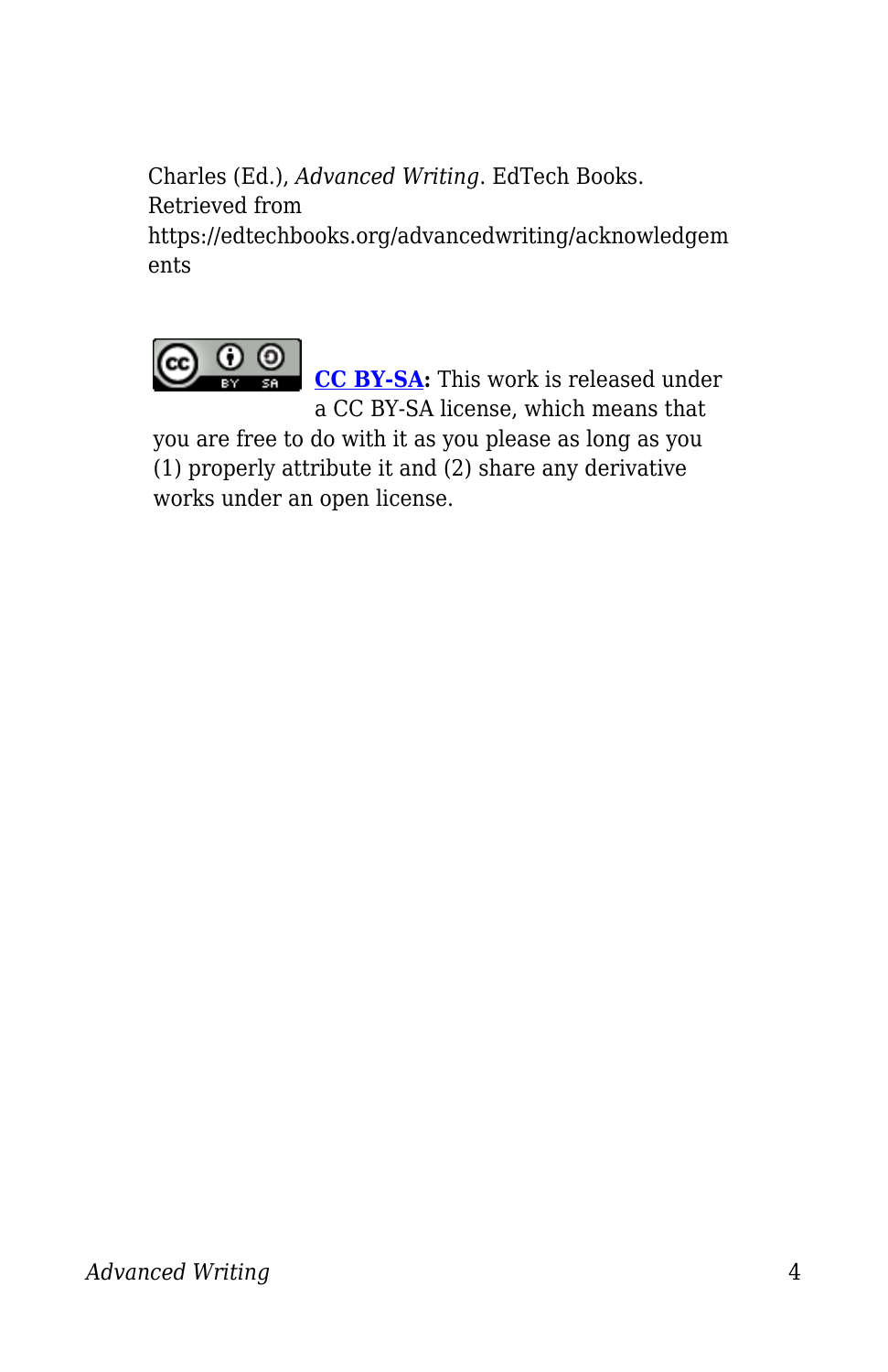Charles (Ed.), *Advanced Writing*. EdTech Books. Retrieved from https://edtechbooks.org/advancedwriting/acknowledgements

**CC BY-SA:** This work is released under a CC BY-SA license, which means that you are free to do with it as you please as long as you (1) properly attribute it and (2) share any derivative works under an open license.